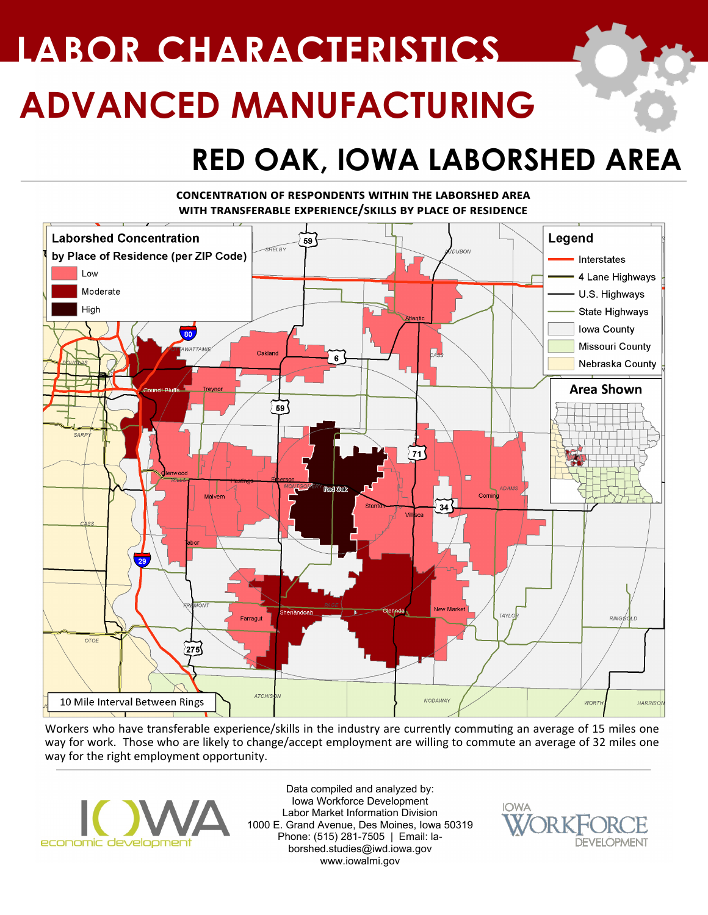# LABOR CHARACTERISTICS

# ADVANCED MANUFACTURING

## RED OAK, IOWA LABORSHED AREA

**CONCENTRATION OF RESPONDENTS WITHIN THE LABORSHED AREA WITH TRANSFERABLE EXPERIENCE/SKILLS BY PLACE OF RESIDENCE**

Workers who have transferable experience/skills in the industry are currently commuting an average of 15 miles one way for work. Those who are likely to change/accept employment are willing to commute an average of 32 miles one way for the right employment opportunity.

Data compiled and analyzed by:
Iowa Workforce Development
Labor Market Information Division
1000 E. Grand Avenue, Des Moines, Iowa 50319
Phone: (515) 281-7505 | Email: laborshed.studies@iwd.iowa.gov
www.iowalmi.gov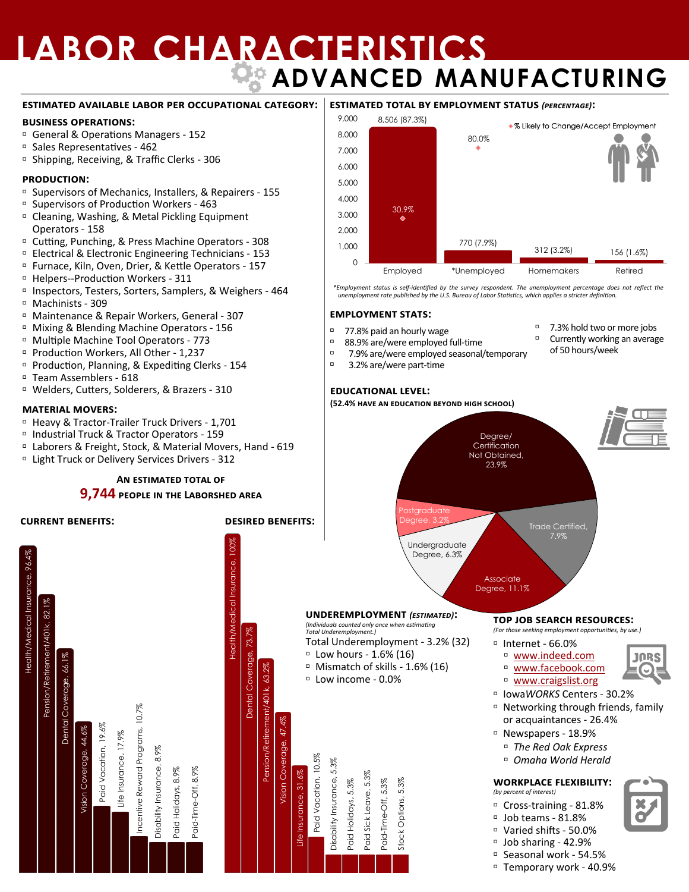# LABOR CHARACTERISTICS

## ADVANCED MANUFACTURING

### ESTIMATED AVAILABLE LABOR PER OCCUPATIONAL CATEGORY:

**BUSINESS OPERATIONS:**
- General & Operations Managers - 152
- Sales Representatives - 462
- Shipping, Receiving, & Traffic Clerks - 306

**PRODUCTION:**
- Supervisors of Mechanics, Installers, & Repairers - 155
- Supervisors of Production Workers - 463
- Cleaning, Washing, & Metal Pickling Equipment Operators - 158
- Cutting, Punching, & Press Machine Operators - 308
- Electrical & Electronic Engineering Technicians - 153
- Furnace, Kiln, Oven, Drier, & Kettle Operators - 157
- Helpers--Production Workers - 311
- Inspectors, Testers, Sorters, Samplers, & Weighers - 464
- Machinists - 309
- Maintenance & Repair Workers, General - 307
- Mixing & Blending Machine Operators - 156
- Multiple Machine Tool Operators - 773
- Production Workers, All Other - 1,237
- Production, Planning, & Expediting Clerks - 154
- Team Assemblers - 618
- Welders, Cutters, Solderers, & Brazers - 310

**MATERIAL MOVERS:**
- Heavy & Tractor-Trailer Truck Drivers - 1,701
- Industrial Truck & Tractor Operators - 159
- Laborers & Freight, Stock, & Material Movers, Hand - 619
- Light Truck or Delivery Services Drivers - 312

**AN ESTIMATED TOTAL OF 9,744 PEOPLE IN THE LABORSHED AREA**

### ESTIMATED TOTAL BY EMPLOYMENT STATUS *(PERCENTAGE)*:

| Status | Total | % Likely to Change/Accept Employment |
|---|---|---|
| Employed | 8,506 (87.3%) | 30.9% |
| *Unemployed | 770 (7.9%) | 80.0% |
| Homemakers | 312 (3.2%) | |
| Retired | 156 (1.6%) | |

*Employment status is self-identified by the survey respondent. The unemployment percentage does not reflect the unemployment rate published by the U.S. Bureau of Labor Statistics, which applies a stricter definition.*

### EMPLOYMENT STATS:
- 77.8% paid an hourly wage
- 88.9% are/were employed full-time
- 7.9% are/were employed seasonal/temporary
- 3.2% are/were part-time
- 7.3% hold two or more jobs
- Currently working an average of 50 hours/week

### EDUCATIONAL LEVEL:
**(52.4% HAVE AN EDUCATION BEYOND HIGH SCHOOL)**

- Degree/Certification Not Obtained, 23.9%
- Trade Certified, 7.9%
- Associate Degree, 11.1%
- Undergraduate Degree, 6.3%
- Postgraduate Degree, 3.2%

### CURRENT BENEFITS:

| Benefit | % |
|---|---|
| Health/Medical Insurance | 96.4% |
| Pension/Retirement/401k | 82.1% |
| Dental Coverage | 66.1% |
| Vision Coverage | 44.6% |
| Paid Vacation | 19.6% |
| Life Insurance | 17.9% |
| Incentive Reward Programs | 10.7% |
| Disability Insurance | 8.9% |
| Paid Holidays | 8.9% |
| Paid-Time-Off | 8.9% |

### DESIRED BENEFITS:

| Benefit | % |
|---|---|
| Health/Medical Insurance | 100% |
| Dental Coverage | 73.7% |
| Pension/Retirement/401k | 63.2% |
| Vision Coverage | 47.4% |
| Life Insurance | 31.6% |
| Paid Vacation | 10.5% |
| Disability Insurance | 5.3% |
| Paid Holidays | 5.3% |
| Paid Sick Leave | 5.3% |
| Paid-Time-Off | 5.3% |
| Stock Options | 5.3% |

### UNDEREMPLOYMENT *(ESTIMATED)*:
*(Individuals counted only once when estimating Total Underemployment.)*

Total Underemployment - 3.2% (32)
- Low hours - 1.6% (16)
- Mismatch of skills - 1.6% (16)
- Low income - 0.0%

### TOP JOB SEARCH RESOURCES:
*(For those seeking employment opportunities, by use.)*
- Internet - 66.0%
  - www.indeed.com
  - www.facebook.com
  - www.craigslist.org
- Iowa*WORKS* Centers - 30.2%
- Networking through friends, family or acquaintances - 26.4%
- Newspapers - 18.9%
  - *The Red Oak Express*
  - *Omaha World Herald*

### WORKPLACE FLEXIBILITY:
*(by percent of interest)*
- Cross-training - 81.8%
- Job teams - 81.8%
- Varied shifts - 50.0%
- Job sharing - 42.9%
- Seasonal work - 54.5%
- Temporary work - 40.9%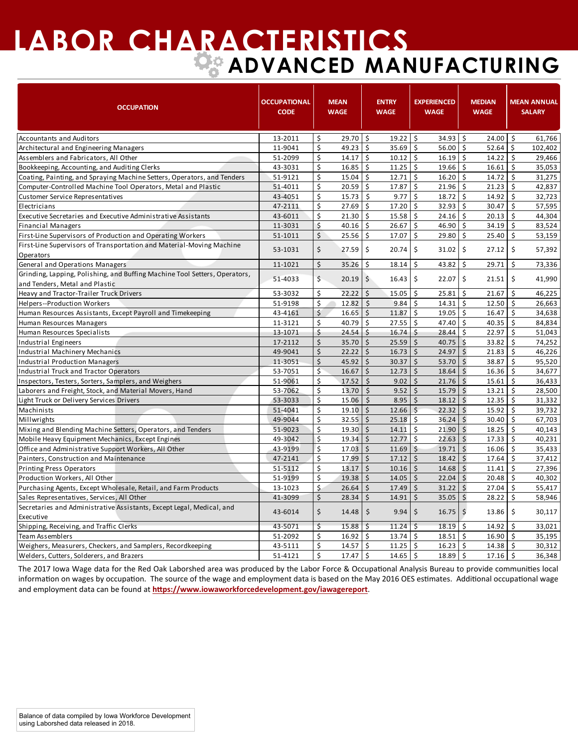# LABOR CHARACTERISTICS

## ADVANCED MANUFACTURING

| OCCUPATION | OCCUPATIONAL CODE | MEAN WAGE | ENTRY WAGE | EXPERIENCED WAGE | MEDIAN WAGE | MEAN ANNUAL SALARY |
|---|---|---|---|---|---|---|
| Accountants and Auditors | 13-2011 | $ 29.70 | $ 19.22 | $ 34.93 | $ 24.00 | $ 61,766 |
| Architectural and Engineering Managers | 11-9041 | $ 49.23 | $ 35.69 | $ 56.00 | $ 52.64 | $ 102,402 |
| Assemblers and Fabricators, All Other | 51-2099 | $ 14.17 | $ 10.12 | $ 16.19 | $ 14.22 | $ 29,466 |
| Bookkeeping, Accounting, and Auditing Clerks | 43-3031 | $ 16.85 | $ 11.25 | $ 19.66 | $ 16.61 | $ 35,053 |
| Coating, Painting, and Spraying Machine Setters, Operators, and Tenders | 51-9121 | $ 15.04 | $ 12.71 | $ 16.20 | $ 14.72 | $ 31,275 |
| Computer-Controlled Machine Tool Operators, Metal and Plastic | 51-4011 | $ 20.59 | $ 17.87 | $ 21.96 | $ 21.23 | $ 42,837 |
| Customer Service Representatives | 43-4051 | $ 15.73 | $ 9.77 | $ 18.72 | $ 14.92 | $ 32,723 |
| Electricians | 47-2111 | $ 27.69 | $ 17.20 | $ 32.93 | $ 30.47 | $ 57,595 |
| Executive Secretaries and Executive Administrative Assistants | 43-6011 | $ 21.30 | $ 15.58 | $ 24.16 | $ 20.13 | $ 44,304 |
| Financial Managers | 11-3031 | $ 40.16 | $ 26.67 | $ 46.90 | $ 34.19 | $ 83,524 |
| First-Line Supervisors of Production and Operating Workers | 51-1011 | $ 25.56 | $ 17.07 | $ 29.80 | $ 25.40 | $ 53,159 |
| First-Line Supervisors of Transportation and Material-Moving Machine Operators | 53-1031 | $ 27.59 | $ 20.74 | $ 31.02 | $ 27.12 | $ 57,392 |
| General and Operations Managers | 11-1021 | $ 35.26 | $ 18.14 | $ 43.82 | $ 29.71 | $ 73,336 |
| Grinding, Lapping, Polishing, and Buffing Machine Tool Setters, Operators, and Tenders, Metal and Plastic | 51-4033 | $ 20.19 | $ 16.43 | $ 22.07 | $ 21.51 | $ 41,990 |
| Heavy and Tractor-Trailer Truck Drivers | 53-3032 | $ 22.22 | $ 15.05 | $ 25.81 | $ 21.67 | $ 46,225 |
| Helpers--Production Workers | 51-9198 | $ 12.82 | $ 9.84 | $ 14.31 | $ 12.50 | $ 26,663 |
| Human Resources Assistants, Except Payroll and Timekeeping | 43-4161 | $ 16.65 | $ 11.87 | $ 19.05 | $ 16.47 | $ 34,638 |
| Human Resources Managers | 11-3121 | $ 40.79 | $ 27.55 | $ 47.40 | $ 40.35 | $ 84,834 |
| Human Resources Specialists | 13-1071 | $ 24.54 | $ 16.74 | $ 28.44 | $ 22.97 | $ 51,043 |
| Industrial Engineers | 17-2112 | $ 35.70 | $ 25.59 | $ 40.75 | $ 33.82 | $ 74,252 |
| Industrial Machinery Mechanics | 49-9041 | $ 22.22 | $ 16.73 | $ 24.97 | $ 21.83 | $ 46,226 |
| Industrial Production Managers | 11-3051 | $ 45.92 | $ 30.37 | $ 53.70 | $ 38.87 | $ 95,520 |
| Industrial Truck and Tractor Operators | 53-7051 | $ 16.67 | $ 12.73 | $ 18.64 | $ 16.36 | $ 34,677 |
| Inspectors, Testers, Sorters, Samplers, and Weighers | 51-9061 | $ 17.52 | $ 9.02 | $ 21.76 | $ 15.61 | $ 36,433 |
| Laborers and Freight, Stock, and Material Movers, Hand | 53-7062 | $ 13.70 | $ 9.52 | $ 15.79 | $ 13.21 | $ 28,500 |
| Light Truck or Delivery Services Drivers | 53-3033 | $ 15.06 | $ 8.95 | $ 18.12 | $ 12.35 | $ 31,332 |
| Machinists | 51-4041 | $ 19.10 | $ 12.66 | $ 22.32 | $ 15.92 | $ 39,732 |
| Millwrights | 49-9044 | $ 32.55 | $ 25.18 | $ 36.24 | $ 30.40 | $ 67,703 |
| Mixing and Blending Machine Setters, Operators, and Tenders | 51-9023 | $ 19.30 | $ 14.11 | $ 21.90 | $ 18.25 | $ 40,143 |
| Mobile Heavy Equipment Mechanics, Except Engines | 49-3042 | $ 19.34 | $ 12.77 | $ 22.63 | $ 17.33 | $ 40,231 |
| Office and Administrative Support Workers, All Other | 43-9199 | $ 17.03 | $ 11.69 | $ 19.71 | $ 16.06 | $ 35,433 |
| Painters, Construction and Maintenance | 47-2141 | $ 17.99 | $ 17.12 | $ 18.42 | $ 17.64 | $ 37,412 |
| Printing Press Operators | 51-5112 | $ 13.17 | $ 10.16 | $ 14.68 | $ 11.41 | $ 27,396 |
| Production Workers, All Other | 51-9199 | $ 19.38 | $ 14.05 | $ 22.04 | $ 20.48 | $ 40,302 |
| Purchasing Agents, Except Wholesale, Retail, and Farm Products | 13-1023 | $ 26.64 | $ 17.49 | $ 31.22 | $ 27.04 | $ 55,417 |
| Sales Representatives, Services, All Other | 41-3099 | $ 28.34 | $ 14.91 | $ 35.05 | $ 28.22 | $ 58,946 |
| Secretaries and Administrative Assistants, Except Legal, Medical, and Executive | 43-6014 | $ 14.48 | $ 9.94 | $ 16.75 | $ 13.86 | $ 30,117 |
| Shipping, Receiving, and Traffic Clerks | 43-5071 | $ 15.88 | $ 11.24 | $ 18.19 | $ 14.92 | $ 33,021 |
| Team Assemblers | 51-2092 | $ 16.92 | $ 13.74 | $ 18.51 | $ 16.90 | $ 35,195 |
| Weighers, Measurers, Checkers, and Samplers, Recordkeeping | 43-5111 | $ 14.57 | $ 11.25 | $ 16.23 | $ 14.38 | $ 30,312 |
| Welders, Cutters, Solderers, and Brazers | 51-4121 | $ 17.47 | $ 14.65 | $ 18.89 | $ 17.16 | $ 36,348 |

The 2017 Iowa Wage data for the Red Oak Laborshed area was produced by the Labor Force & Occupational Analysis Bureau to provide communities local information on wages by occupation. The source of the wage and employment data is based on the May 2016 OES estimates. Additional occupational wage and employment data can be found at **https://www.iowaworkforcedevelopment.gov/iawagereport**.

Balance of data compiled by Iowa Workforce Development using Laborshed data released in 2018.